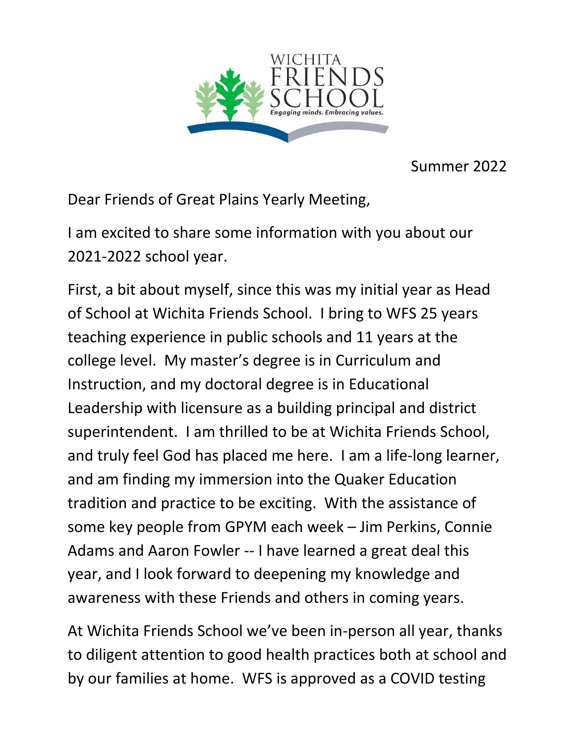WICHITA FRIENDS SCHOOL
*Engaging minds. Embracing values.*

Summer 2022

Dear Friends of Great Plains Yearly Meeting,

I am excited to share some information with you about our 2021-2022 school year.

First, a bit about myself, since this was my initial year as Head of School at Wichita Friends School. I bring to WFS 25 years teaching experience in public schools and 11 years at the college level. My master's degree is in Curriculum and Instruction, and my doctoral degree is in Educational Leadership with licensure as a building principal and district superintendent. I am thrilled to be at Wichita Friends School, and truly feel God has placed me here. I am a life-long learner, and am finding my immersion into the Quaker Education tradition and practice to be exciting. With the assistance of some key people from GPYM each week – Jim Perkins, Connie Adams and Aaron Fowler -- I have learned a great deal this year, and I look forward to deepening my knowledge and awareness with these Friends and others in coming years.

At Wichita Friends School we've been in-person all year, thanks to diligent attention to good health practices both at school and by our families at home. WFS is approved as a COVID testing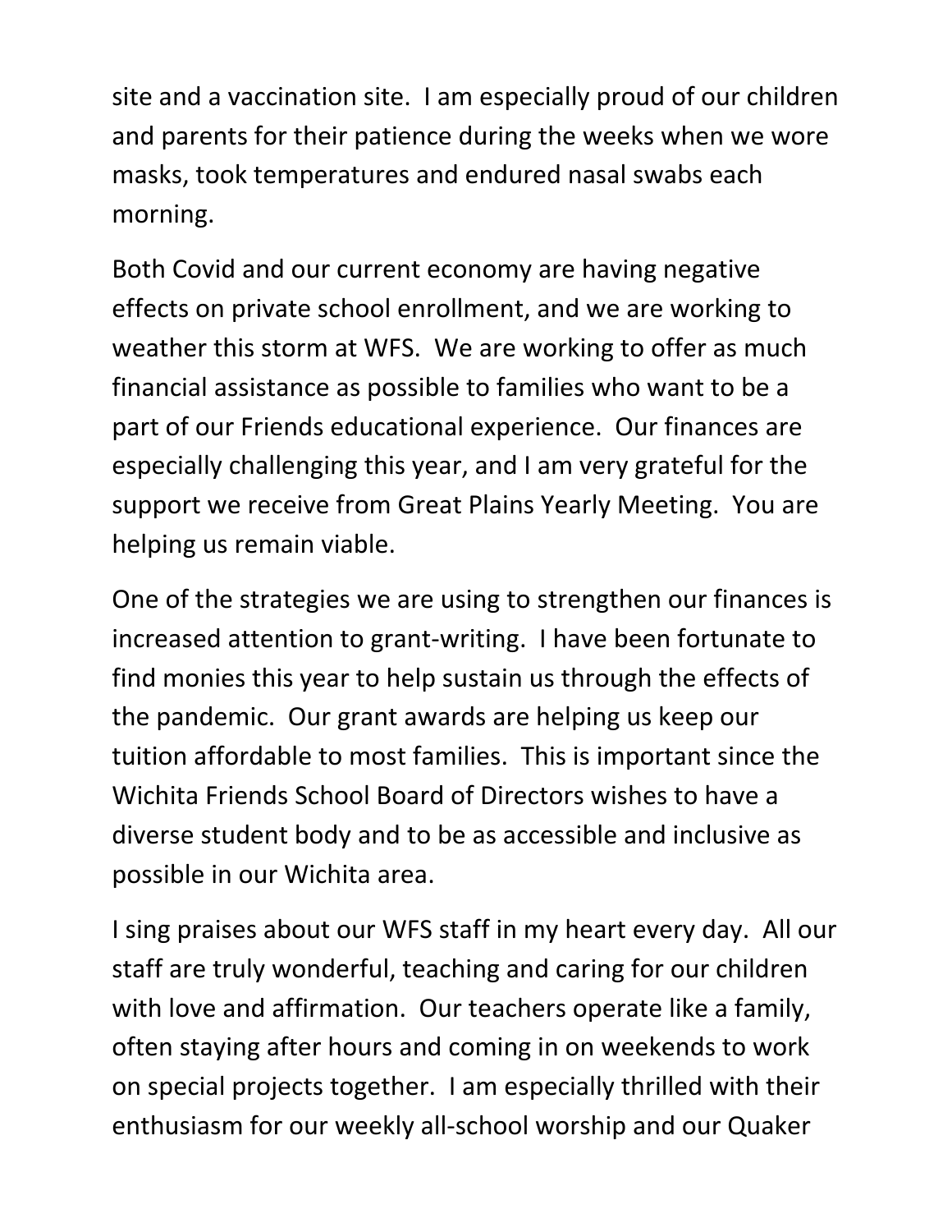site and a vaccination site. I am especially proud of our children and parents for their patience during the weeks when we wore masks, took temperatures and endured nasal swabs each morning.

Both Covid and our current economy are having negative effects on private school enrollment, and we are working to weather this storm at WFS. We are working to offer as much financial assistance as possible to families who want to be a part of our Friends educational experience. Our finances are especially challenging this year, and I am very grateful for the support we receive from Great Plains Yearly Meeting. You are helping us remain viable.

One of the strategies we are using to strengthen our finances is increased attention to grant-writing. I have been fortunate to find monies this year to help sustain us through the effects of the pandemic. Our grant awards are helping us keep our tuition affordable to most families. This is important since the Wichita Friends School Board of Directors wishes to have a diverse student body and to be as accessible and inclusive as possible in our Wichita area.

I sing praises about our WFS staff in my heart every day. All our staff are truly wonderful, teaching and caring for our children with love and affirmation. Our teachers operate like a family, often staying after hours and coming in on weekends to work on special projects together. I am especially thrilled with their enthusiasm for our weekly all-school worship and our Quaker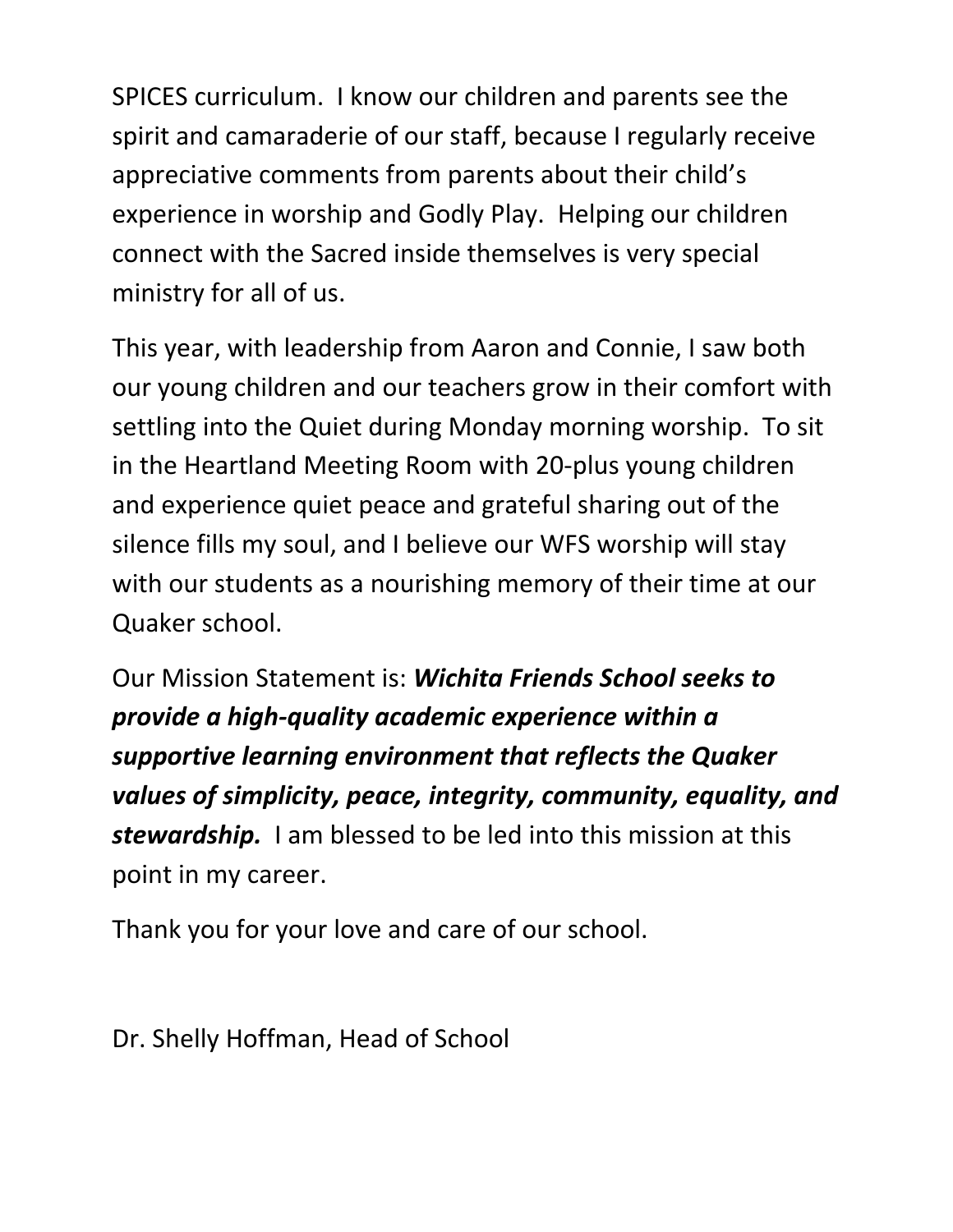SPICES curriculum. I know our children and parents see the spirit and camaraderie of our staff, because I regularly receive appreciative comments from parents about their child's experience in worship and Godly Play. Helping our children connect with the Sacred inside themselves is very special ministry for all of us.

This year, with leadership from Aaron and Connie, I saw both our young children and our teachers grow in their comfort with settling into the Quiet during Monday morning worship. To sit in the Heartland Meeting Room with 20-plus young children and experience quiet peace and grateful sharing out of the silence fills my soul, and I believe our WFS worship will stay with our students as a nourishing memory of their time at our Quaker school.

Our Mission Statement is: ***Wichita Friends School seeks to provide a high-quality academic experience within a supportive learning environment that reflects the Quaker values of simplicity, peace, integrity, community, equality, and stewardship.*** I am blessed to be led into this mission at this point in my career.

Thank you for your love and care of our school.

Dr. Shelly Hoffman, Head of School